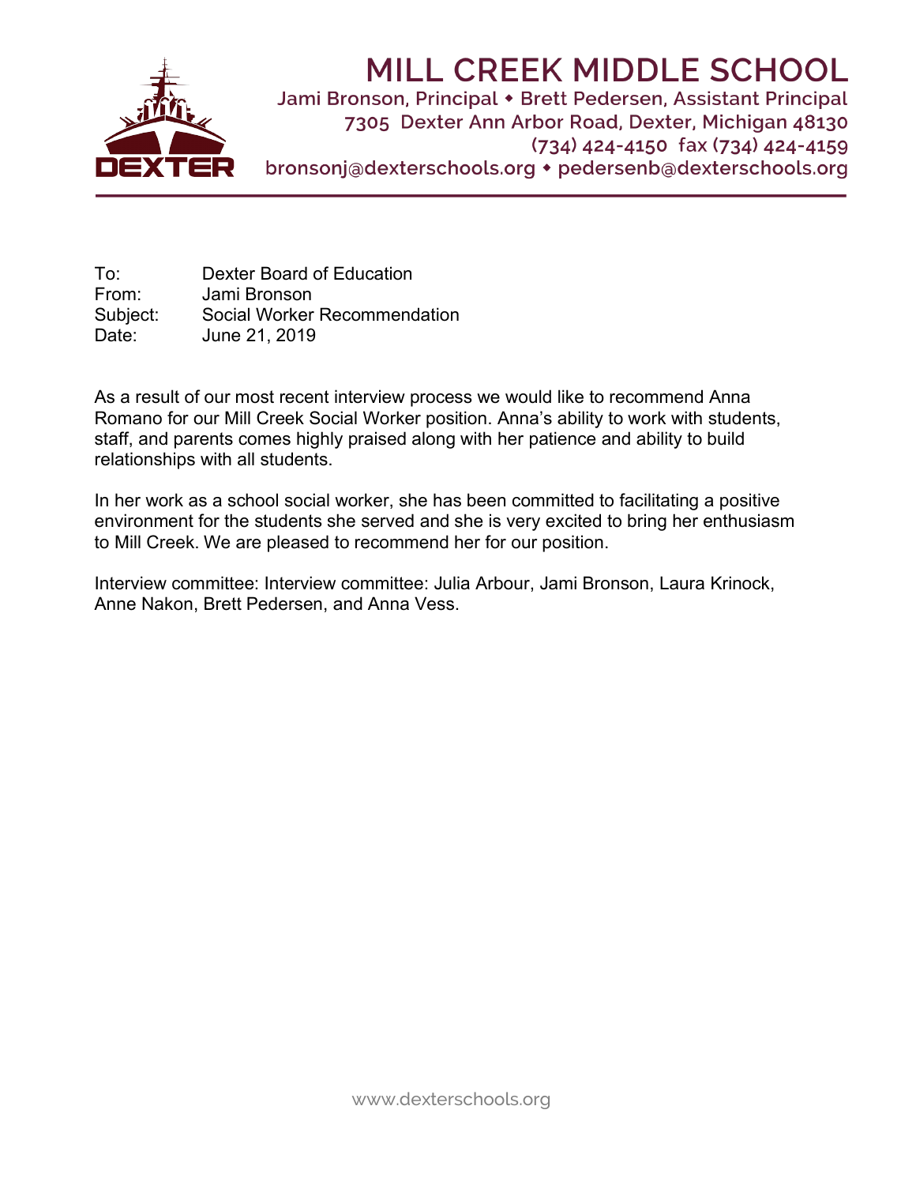# MILL CREEK MIDDLE SCHOOL

Jami Bronson, Principal ◆ Brett Pedersen, Assistant Principal
7305 Dexter Ann Arbor Road, Dexter, Michigan 48130
(734) 424-4150 fax (734) 424-4159
bronsonj@dexterschools.org ◆ pedersenb@dexterschools.org

DEXTER

To: Dexter Board of Education
From: Jami Bronson
Subject: Social Worker Recommendation
Date: June 21, 2019

As a result of our most recent interview process we would like to recommend Anna Romano for our Mill Creek Social Worker position. Anna's ability to work with students, staff, and parents comes highly praised along with her patience and ability to build relationships with all students.

In her work as a school social worker, she has been committed to facilitating a positive environment for the students she served and she is very excited to bring her enthusiasm to Mill Creek. We are pleased to recommend her for our position.

Interview committee: Interview committee: Julia Arbour, Jami Bronson, Laura Krinock, Anne Nakon, Brett Pedersen, and Anna Vess.

www.dexterschools.org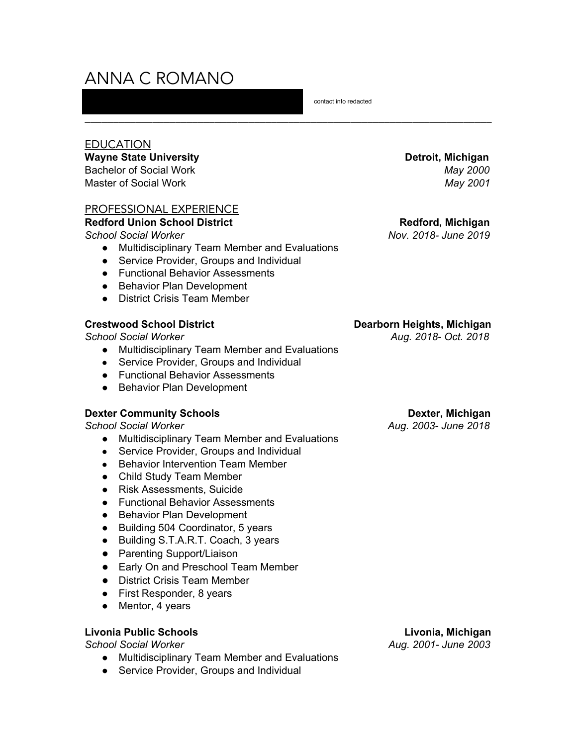# ANNA C ROMANO

contact info redacted

---

## EDUCATION

**Wayne State University** **Detroit, Michigan**
Bachelor of Social Work *May 2000*
Master of Social Work *May 2001*

## PROFESSIONAL EXPERIENCE

**Redford Union School District** **Redford, Michigan**
*School Social Worker* *Nov. 2018- June 2019*

- Multidisciplinary Team Member and Evaluations
- Service Provider, Groups and Individual
- Functional Behavior Assessments
- Behavior Plan Development
- District Crisis Team Member

**Crestwood School District** **Dearborn Heights, Michigan**
*School Social Worker* *Aug. 2018- Oct. 2018*

- Multidisciplinary Team Member and Evaluations
- Service Provider, Groups and Individual
- Functional Behavior Assessments
- Behavior Plan Development

**Dexter Community Schools** **Dexter, Michigan**
*School Social Worker* *Aug. 2003- June 2018*

- Multidisciplinary Team Member and Evaluations
- Service Provider, Groups and Individual
- Behavior Intervention Team Member
- Child Study Team Member
- Risk Assessments, Suicide
- Functional Behavior Assessments
- Behavior Plan Development
- Building 504 Coordinator, 5 years
- Building S.T.A.R.T. Coach, 3 years
- Parenting Support/Liaison
- Early On and Preschool Team Member
- District Crisis Team Member
- First Responder, 8 years
- Mentor, 4 years

**Livonia Public Schools** **Livonia, Michigan**
*School Social Worker* *Aug. 2001- June 2003*

- Multidisciplinary Team Member and Evaluations
- Service Provider, Groups and Individual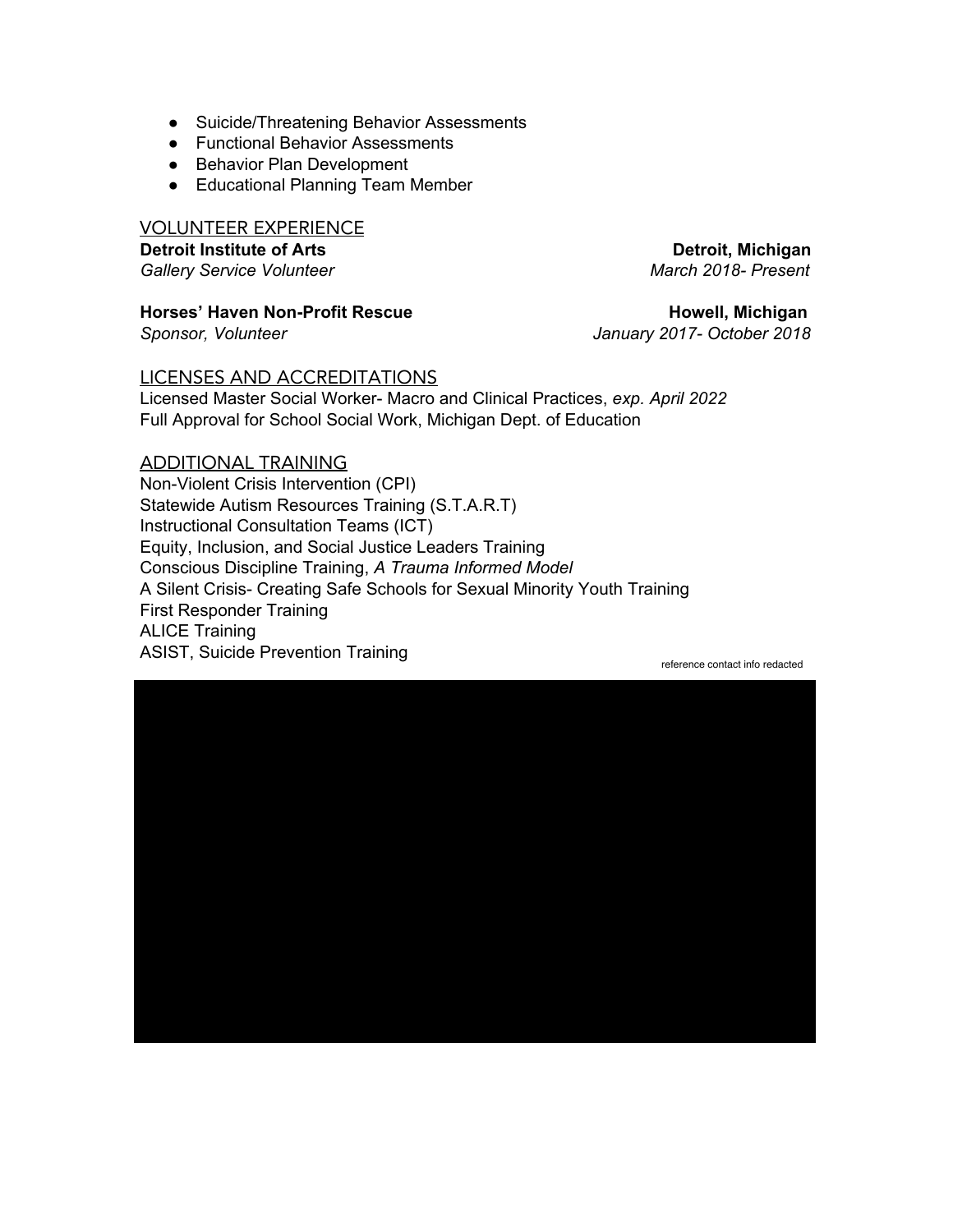- Suicide/Threatening Behavior Assessments
- Functional Behavior Assessments
- Behavior Plan Development
- Educational Planning Team Member

## VOLUNTEER EXPERIENCE

**Detroit Institute of Arts** — **Detroit, Michigan**
*Gallery Service Volunteer* — *March 2018- Present*

**Horses' Haven Non-Profit Rescue** — **Howell, Michigan**
*Sponsor, Volunteer* — *January 2017- October 2018*

## LICENSES AND ACCREDITATIONS

Licensed Master Social Worker- Macro and Clinical Practices, *exp. April 2022*
Full Approval for School Social Work, Michigan Dept. of Education

## ADDITIONAL TRAINING

Non-Violent Crisis Intervention (CPI)
Statewide Autism Resources Training (S.T.A.R.T)
Instructional Consultation Teams (ICT)
Equity, Inclusion, and Social Justice Leaders Training
Conscious Discipline Training, *A Trauma Informed Model*
A Silent Crisis- Creating Safe Schools for Sexual Minority Youth Training
First Responder Training
ALICE Training
ASIST, Suicide Prevention Training

reference contact info redacted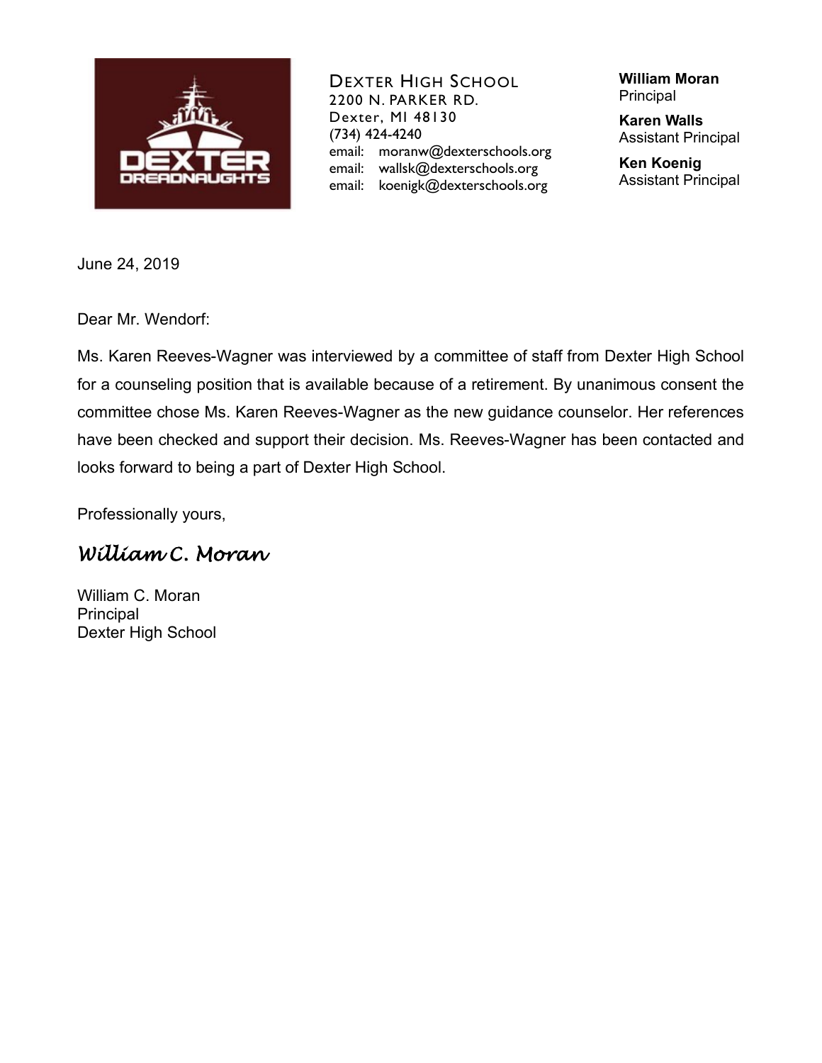DEXTER HIGH SCHOOL
2200 N. PARKER RD.
Dexter, MI 48130
(734) 424-4240
email: moranw@dexterschools.org
email: wallsk@dexterschools.org
email: koenigk@dexterschools.org

**William Moran**
Principal

**Karen Walls**
Assistant Principal

**Ken Koenig**
Assistant Principal

June 24, 2019

Dear Mr. Wendorf:

Ms. Karen Reeves-Wagner was interviewed by a committee of staff from Dexter High School for a counseling position that is available because of a retirement. By unanimous consent the committee chose Ms. Karen Reeves-Wagner as the new guidance counselor. Her references have been checked and support their decision. Ms. Reeves-Wagner has been contacted and looks forward to being a part of Dexter High School.

Professionally yours,

*William C. Moran*

William C. Moran
Principal
Dexter High School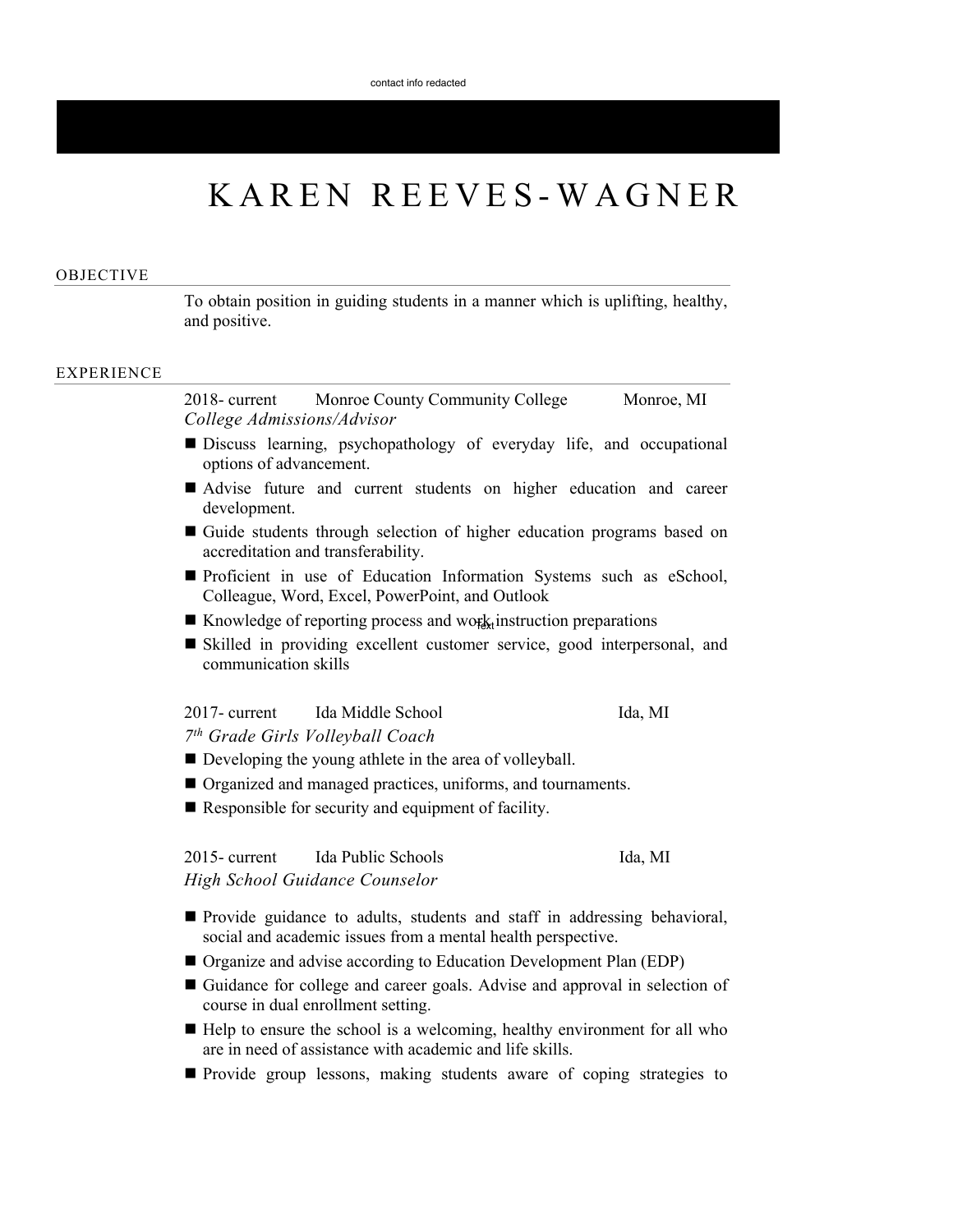contact info redacted

# KAREN REEVES-WAGNER

## OBJECTIVE

To obtain position in guiding students in a manner which is uplifting, healthy, and positive.

## EXPERIENCE

2018- current Monroe County Community College Monroe, MI
*College Admissions/Advisor*

- Discuss learning, psychopathology of everyday life, and occupational options of advancement.
- Advise future and current students on higher education and career development.
- Guide students through selection of higher education programs based on accreditation and transferability.
- Proficient in use of Education Information Systems such as eSchool, Colleague, Word, Excel, PowerPoint, and Outlook
- Knowledge of reporting process and work instruction preparations
- Skilled in providing excellent customer service, good interpersonal, and communication skills

2017- current Ida Middle School Ida, MI
*7th Grade Girls Volleyball Coach*

- Developing the young athlete in the area of volleyball.
- Organized and managed practices, uniforms, and tournaments.
- Responsible for security and equipment of facility.

2015- current Ida Public Schools Ida, MI
*High School Guidance Counselor*

- Provide guidance to adults, students and staff in addressing behavioral, social and academic issues from a mental health perspective.
- Organize and advise according to Education Development Plan (EDP)
- Guidance for college and career goals. Advise and approval in selection of course in dual enrollment setting.
- Help to ensure the school is a welcoming, healthy environment for all who are in need of assistance with academic and life skills.
- Provide group lessons, making students aware of coping strategies to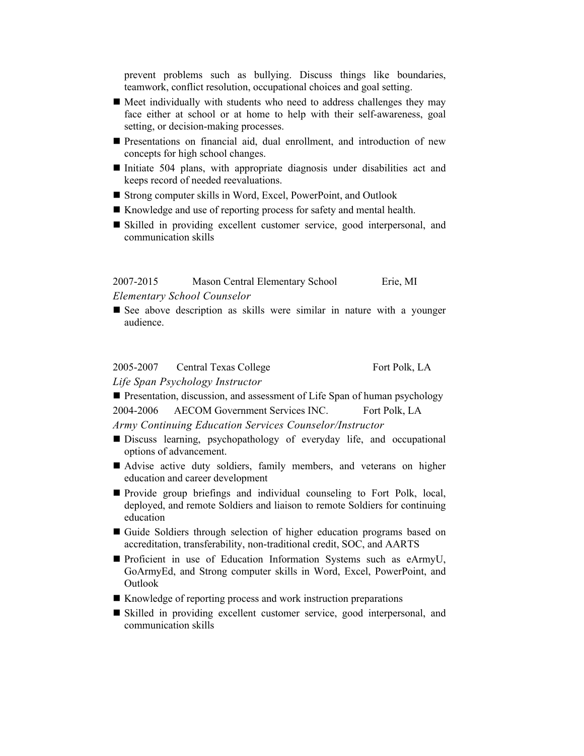prevent problems such as bullying. Discuss things like boundaries, teamwork, conflict resolution, occupational choices and goal setting.

- Meet individually with students who need to address challenges they may face either at school or at home to help with their self-awareness, goal setting, or decision-making processes.
- Presentations on financial aid, dual enrollment, and introduction of new concepts for high school changes.
- Initiate 504 plans, with appropriate diagnosis under disabilities act and keeps record of needed reevaluations.
- Strong computer skills in Word, Excel, PowerPoint, and Outlook
- Knowledge and use of reporting process for safety and mental health.
- Skilled in providing excellent customer service, good interpersonal, and communication skills

2007-2015 Mason Central Elementary School Erie, MI

*Elementary School Counselor*

- See above description as skills were similar in nature with a younger audience.

2005-2007 Central Texas College Fort Polk, LA

*Life Span Psychology Instructor*

- Presentation, discussion, and assessment of Life Span of human psychology

2004-2006 AECOM Government Services INC. Fort Polk, LA

*Army Continuing Education Services Counselor/Instructor*

- Discuss learning, psychopathology of everyday life, and occupational options of advancement.
- Advise active duty soldiers, family members, and veterans on higher education and career development
- Provide group briefings and individual counseling to Fort Polk, local, deployed, and remote Soldiers and liaison to remote Soldiers for continuing education
- Guide Soldiers through selection of higher education programs based on accreditation, transferability, non-traditional credit, SOC, and AARTS
- Proficient in use of Education Information Systems such as eArmyU, GoArmyEd, and Strong computer skills in Word, Excel, PowerPoint, and Outlook
- Knowledge of reporting process and work instruction preparations
- Skilled in providing excellent customer service, good interpersonal, and communication skills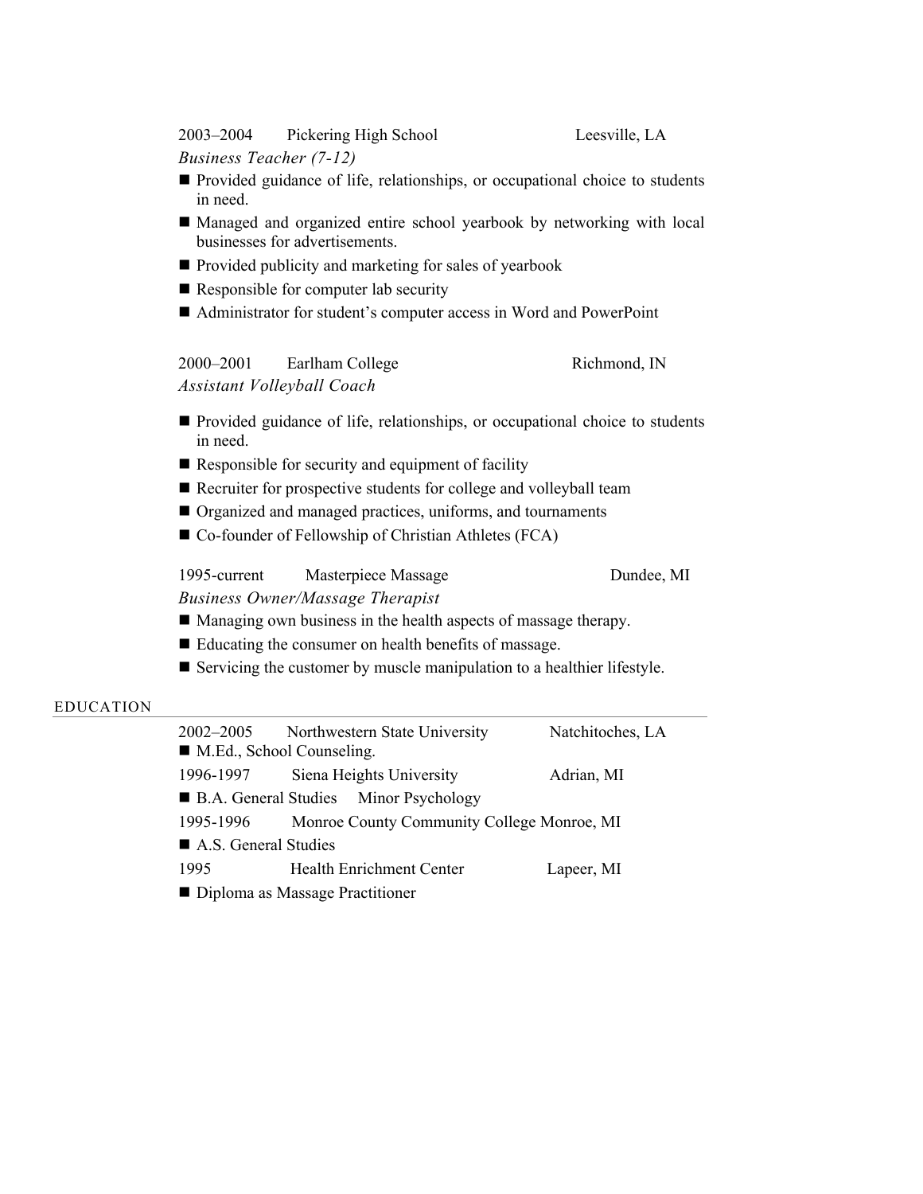2003–2004 Pickering High School Leesville, LA

*Business Teacher (7-12)*

- Provided guidance of life, relationships, or occupational choice to students in need.
- Managed and organized entire school yearbook by networking with local businesses for advertisements.
- Provided publicity and marketing for sales of yearbook
- Responsible for computer lab security
- Administrator for student's computer access in Word and PowerPoint

2000–2001 Earlham College Richmond, IN

*Assistant Volleyball Coach*

- Provided guidance of life, relationships, or occupational choice to students in need.
- Responsible for security and equipment of facility
- Recruiter for prospective students for college and volleyball team
- Organized and managed practices, uniforms, and tournaments
- Co-founder of Fellowship of Christian Athletes (FCA)

1995-current Masterpiece Massage Dundee, MI

*Business Owner/Massage Therapist*

- Managing own business in the health aspects of massage therapy.
- Educating the consumer on health benefits of massage.
- Servicing the customer by muscle manipulation to a healthier lifestyle.

## EDUCATION

2002–2005 Northwestern State University Natchitoches, LA

- M.Ed., School Counseling.

1996-1997 Siena Heights University Adrian, MI

- B.A. General Studies Minor Psychology

1995-1996 Monroe County Community College Monroe, MI

- A.S. General Studies

1995 Health Enrichment Center Lapeer, MI

- Diploma as Massage Practitioner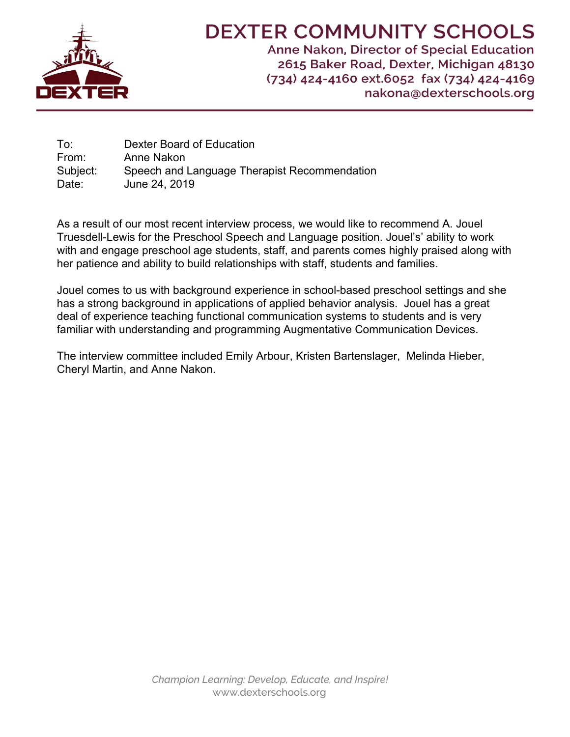# DEXTER COMMUNITY SCHOOLS

**Anne Nakon, Director of Special Education**
**2615 Baker Road, Dexter, Michigan 48130**
**(734) 424-4160 ext.6052 fax (734) 424-4169**
**nakona@dexterschools.org**

To: Dexter Board of Education
From: Anne Nakon
Subject: Speech and Language Therapist Recommendation
Date: June 24, 2019

As a result of our most recent interview process, we would like to recommend A. Jouel Truesdell-Lewis for the Preschool Speech and Language position. Jouel's' ability to work with and engage preschool age students, staff, and parents comes highly praised along with her patience and ability to build relationships with staff, students and families.

Jouel comes to us with background experience in school-based preschool settings and she has a strong background in applications of applied behavior analysis. Jouel has a great deal of experience teaching functional communication systems to students and is very familiar with understanding and programming Augmentative Communication Devices.

The interview committee included Emily Arbour, Kristen Bartenslager, Melinda Hieber, Cheryl Martin, and Anne Nakon.

*Champion Learning: Develop, Educate, and Inspire!*
www.dexterschools.org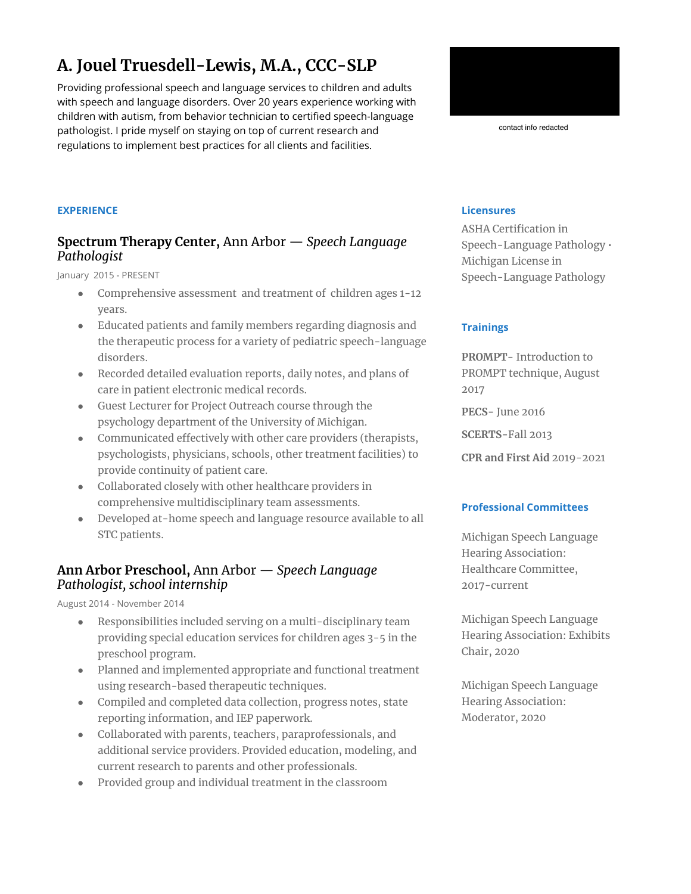# A. Jouel Truesdell-Lewis, M.A., CCC-SLP

Providing professional speech and language services to children and adults with speech and language disorders. Over 20 years experience working with children with autism, from behavior technician to certified speech-language pathologist. I pride myself on staying on top of current research and regulations to implement best practices for all clients and facilities.

contact info redacted

## EXPERIENCE

### **Spectrum Therapy Center,** Ann Arbor — *Speech Language Pathologist*

January 2015 - PRESENT

- Comprehensive assessment and treatment of children ages 1-12 years.
- Educated patients and family members regarding diagnosis and the therapeutic process for a variety of pediatric speech-language disorders.
- Recorded detailed evaluation reports, daily notes, and plans of care in patient electronic medical records.
- Guest Lecturer for Project Outreach course through the psychology department of the University of Michigan.
- Communicated effectively with other care providers (therapists, psychologists, physicians, schools, other treatment facilities) to provide continuity of patient care.
- Collaborated closely with other healthcare providers in comprehensive multidisciplinary team assessments.
- Developed at-home speech and language resource available to all STC patients.

### **Ann Arbor Preschool,** Ann Arbor — *Speech Language Pathologist, school internship*

August 2014 - November 2014

- Responsibilities included serving on a multi-disciplinary team providing special education services for children ages 3-5 in the preschool program.
- Planned and implemented appropriate and functional treatment using research-based therapeutic techniques.
- Compiled and completed data collection, progress notes, state reporting information, and IEP paperwork.
- Collaborated with parents, teachers, paraprofessionals, and additional service providers. Provided education, modeling, and current research to parents and other professionals.
- Provided group and individual treatment in the classroom

## Licensures

ASHA Certification in Speech-Language Pathology • Michigan License in Speech-Language Pathology

## Trainings

**PROMPT**- Introduction to PROMPT technique, August 2017

**PECS**- June 2016

**SCERTS**-Fall 2013

**CPR and First Aid** 2019-2021

## Professional Committees

Michigan Speech Language Hearing Association: Healthcare Committee, 2017-current

Michigan Speech Language Hearing Association: Exhibits Chair, 2020

Michigan Speech Language Hearing Association: Moderator, 2020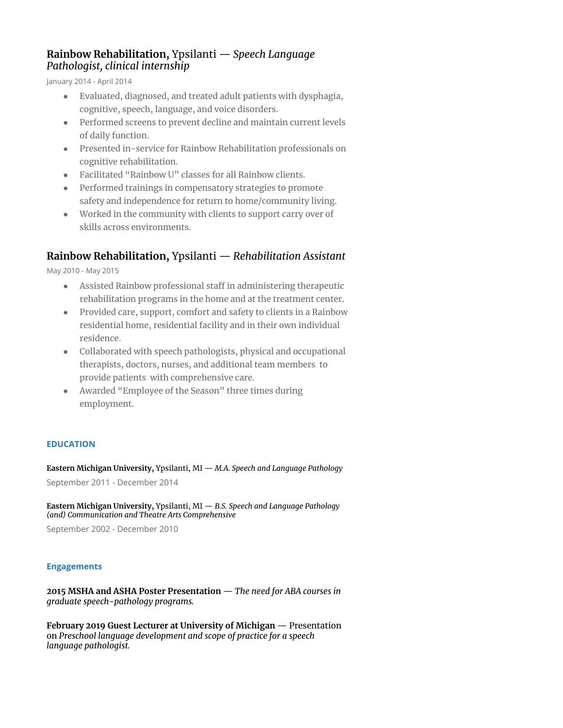### **Rainbow Rehabilitation,** Ypsilanti — *Speech Language Pathologist, clinical internship*

January 2014 - April 2014

- Evaluated, diagnosed, and treated adult patients with dysphagia, cognitive, speech, language, and voice disorders.
- Performed screens to prevent decline and maintain current levels of daily function.
- Presented in-service for Rainbow Rehabilitation professionals on cognitive rehabilitation.
- Facilitated "Rainbow U" classes for all Rainbow clients.
- Performed trainings in compensatory strategies to promote safety and independence for return to home/community living.
- Worked in the community with clients to support carry over of skills across environments.

### **Rainbow Rehabilitation,** Ypsilanti — *Rehabilitation Assistant*

May 2010 - May 2015

- Assisted Rainbow professional staff in administering therapeutic rehabilitation programs in the home and at the treatment center.
- Provided care, support, comfort and safety to clients in a Rainbow residential home, residential facility and in their own individual residence.
- Collaborated with speech pathologists, physical and occupational therapists, doctors, nurses, and additional team members to provide patients with comprehensive care.
- Awarded "Employee of the Season" three times during employment.

## EDUCATION

**Eastern Michigan University,** Ypsilanti, MI — *M.A. Speech and Language Pathology*

September 2011 - December 2014

**Eastern Michigan University,** Ypsilanti, MI — *B.S. Speech and Language Pathology (and) Communication and Theatre Arts Comprehensive*

September 2002 - December 2010

## Engagements

**2015 MSHA and ASHA Poster Presentation** — *The need for ABA courses in graduate speech-pathology programs.*

**February 2019 Guest Lecturer at University of Michigan** — Presentation on *Preschool language development and scope of practice for a speech language pathologist.*